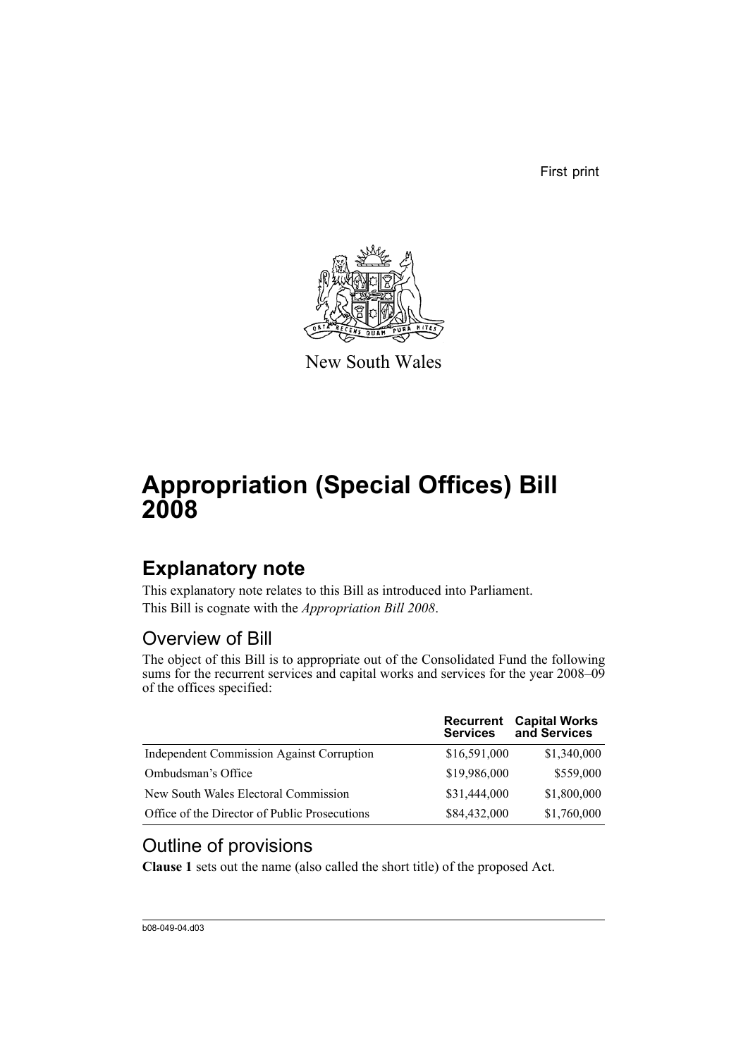First print

New South Wales

# Appropriation (Special Offices) Bill 2008

## Explanatory note

This explanatory note relates to this Bill as introduced into Parliament.

This Bill is cognate with the *Appropriation Bill 2008*.

### Overview of Bill

The object of this Bill is to appropriate out of the Consolidated Fund the following sums for the recurrent services and capital works and services for the year 2008–09 of the offices specified:

| | Recurrent Services | Capital Works and Services |
|---|---|---|
| Independent Commission Against Corruption | $16,591,000 | $1,340,000 |
| Ombudsman's Office | $19,986,000 | $559,000 |
| New South Wales Electoral Commission | $31,444,000 | $1,800,000 |
| Office of the Director of Public Prosecutions | $84,432,000 | $1,760,000 |

### Outline of provisions

**Clause 1** sets out the name (also called the short title) of the proposed Act.

b08-049-04.d03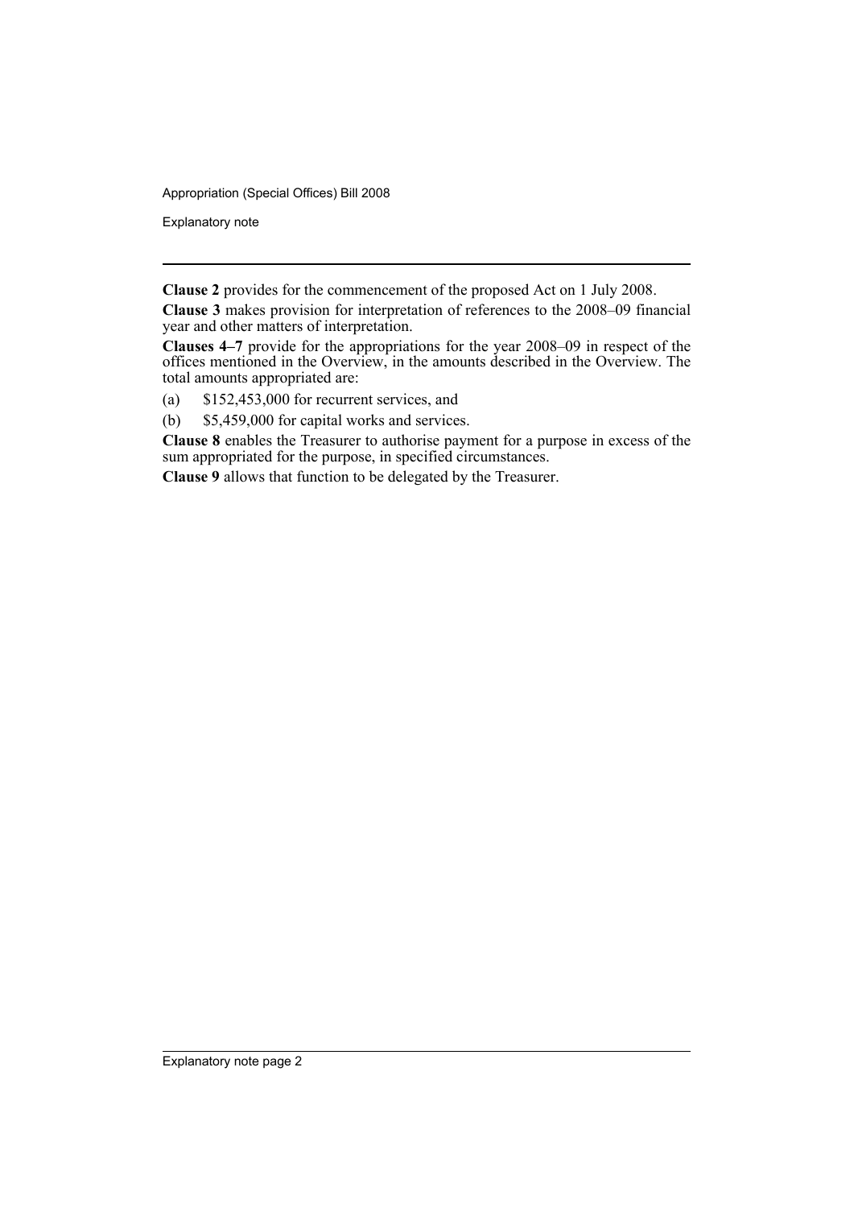**Clause 2** provides for the commencement of the proposed Act on 1 July 2008.

**Clause 3** makes provision for interpretation of references to the 2008–09 financial year and other matters of interpretation.

**Clauses 4–7** provide for the appropriations for the year 2008–09 in respect of the offices mentioned in the Overview, in the amounts described in the Overview. The total amounts appropriated are:

(a) $152,453,000 for recurrent services, and

(b) $5,459,000 for capital works and services.

**Clause 8** enables the Treasurer to authorise payment for a purpose in excess of the sum appropriated for the purpose, in specified circumstances.

**Clause 9** allows that function to be delegated by the Treasurer.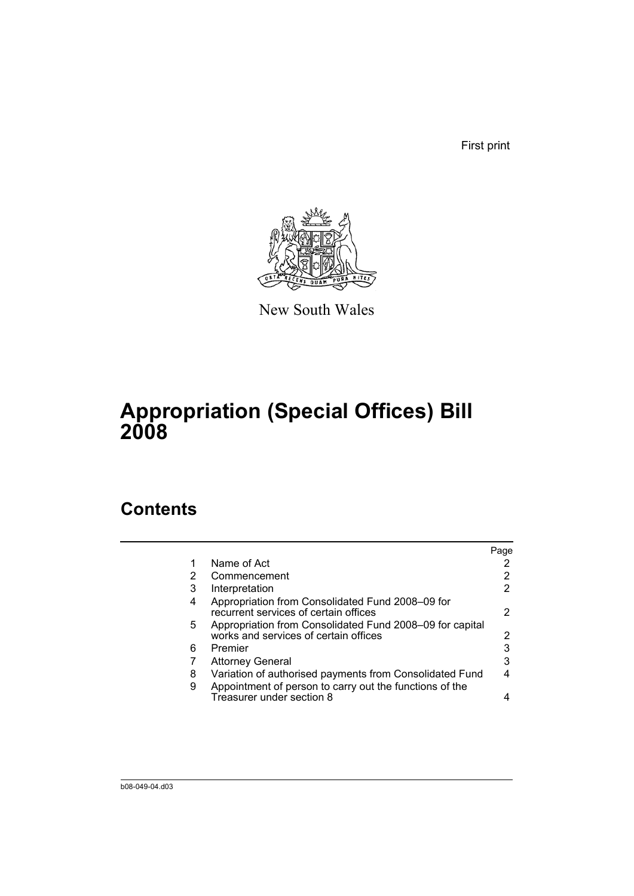First print

New South Wales

# Appropriation (Special Offices) Bill 2008

## Contents

| | | Page |
|---|---|---|
| 1 | Name of Act | 2 |
| 2 | Commencement | 2 |
| 3 | Interpretation | 2 |
| 4 | Appropriation from Consolidated Fund 2008–09 for recurrent services of certain offices | 2 |
| 5 | Appropriation from Consolidated Fund 2008–09 for capital works and services of certain offices | 2 |
| 6 | Premier | 3 |
| 7 | Attorney General | 3 |
| 8 | Variation of authorised payments from Consolidated Fund | 4 |
| 9 | Appointment of person to carry out the functions of the Treasurer under section 8 | 4 |

b08-049-04.d03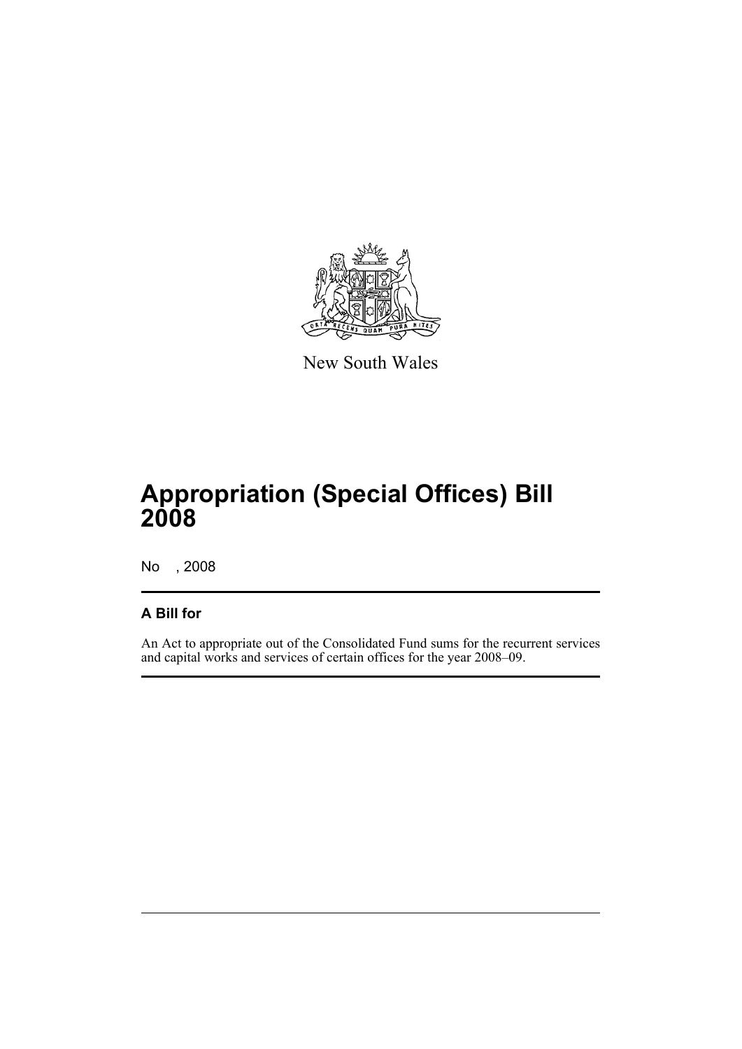New South Wales

# Appropriation (Special Offices) Bill 2008

No , 2008

## A Bill for

An Act to appropriate out of the Consolidated Fund sums for the recurrent services and capital works and services of certain offices for the year 2008–09.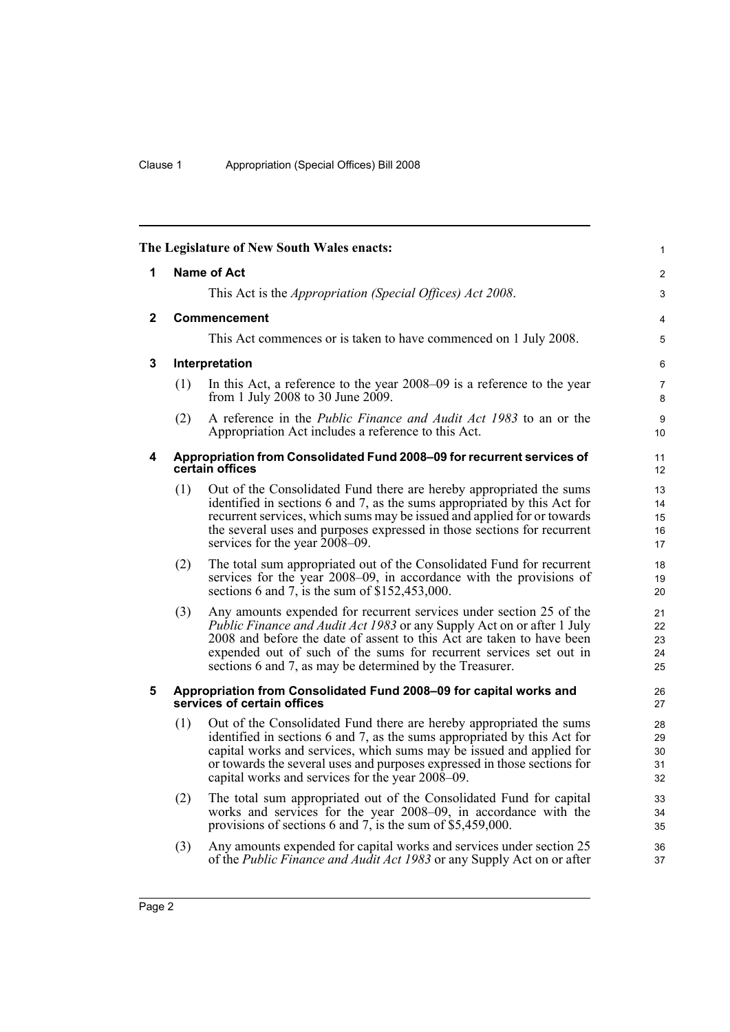**The Legislature of New South Wales enacts:**

## 1 Name of Act

This Act is the *Appropriation (Special Offices) Act 2008*.

## 2 Commencement

This Act commences or is taken to have commenced on 1 July 2008.

## 3 Interpretation

(1) In this Act, a reference to the year 2008–09 is a reference to the year from 1 July 2008 to 30 June 2009.

(2) A reference in the *Public Finance and Audit Act 1983* to an or the Appropriation Act includes a reference to this Act.

## 4 Appropriation from Consolidated Fund 2008–09 for recurrent services of certain offices

(1) Out of the Consolidated Fund there are hereby appropriated the sums identified in sections 6 and 7, as the sums appropriated by this Act for recurrent services, which sums may be issued and applied for or towards the several uses and purposes expressed in those sections for recurrent services for the year 2008–09.

(2) The total sum appropriated out of the Consolidated Fund for recurrent services for the year 2008–09, in accordance with the provisions of sections 6 and 7, is the sum of $152,453,000.

(3) Any amounts expended for recurrent services under section 25 of the *Public Finance and Audit Act 1983* or any Supply Act on or after 1 July 2008 and before the date of assent to this Act are taken to have been expended out of such of the sums for recurrent services set out in sections 6 and 7, as may be determined by the Treasurer.

## 5 Appropriation from Consolidated Fund 2008–09 for capital works and services of certain offices

(1) Out of the Consolidated Fund there are hereby appropriated the sums identified in sections 6 and 7, as the sums appropriated by this Act for capital works and services, which sums may be issued and applied for or towards the several uses and purposes expressed in those sections for capital works and services for the year 2008–09.

(2) The total sum appropriated out of the Consolidated Fund for capital works and services for the year 2008–09, in accordance with the provisions of sections 6 and 7, is the sum of $5,459,000.

(3) Any amounts expended for capital works and services under section 25 of the *Public Finance and Audit Act 1983* or any Supply Act on or after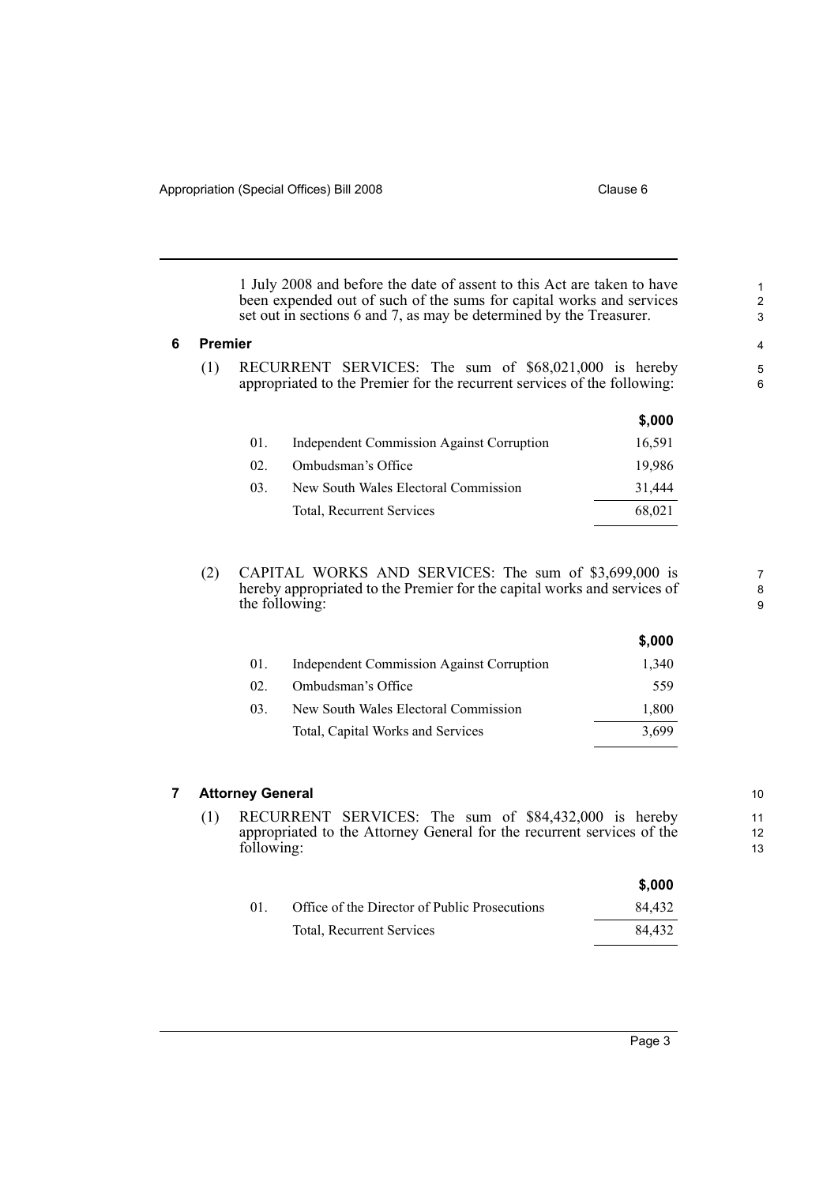1 July 2008 and before the date of assent to this Act are taken to have been expended out of such of the sums for capital works and services set out in sections 6 and 7, as may be determined by the Treasurer.

## 6 Premier

(1) RECURRENT SERVICES: The sum of $68,021,000 is hereby appropriated to the Premier for the recurrent services of the following:

| | | $,000 |
|---|---|---|
| 01. | Independent Commission Against Corruption | 16,591 |
| 02. | Ombudsman's Office | 19,986 |
| 03. | New South Wales Electoral Commission | 31,444 |
| | Total, Recurrent Services | 68,021 |

(2) CAPITAL WORKS AND SERVICES: The sum of $3,699,000 is hereby appropriated to the Premier for the capital works and services of the following:

| | | $,000 |
|---|---|---|
| 01. | Independent Commission Against Corruption | 1,340 |
| 02. | Ombudsman's Office | 559 |
| 03. | New South Wales Electoral Commission | 1,800 |
| | Total, Capital Works and Services | 3,699 |

## 7 Attorney General

(1) RECURRENT SERVICES: The sum of $84,432,000 is hereby appropriated to the Attorney General for the recurrent services of the following:

| | | $,000 |
|---|---|---|
| 01. | Office of the Director of Public Prosecutions | 84,432 |
| | Total, Recurrent Services | 84,432 |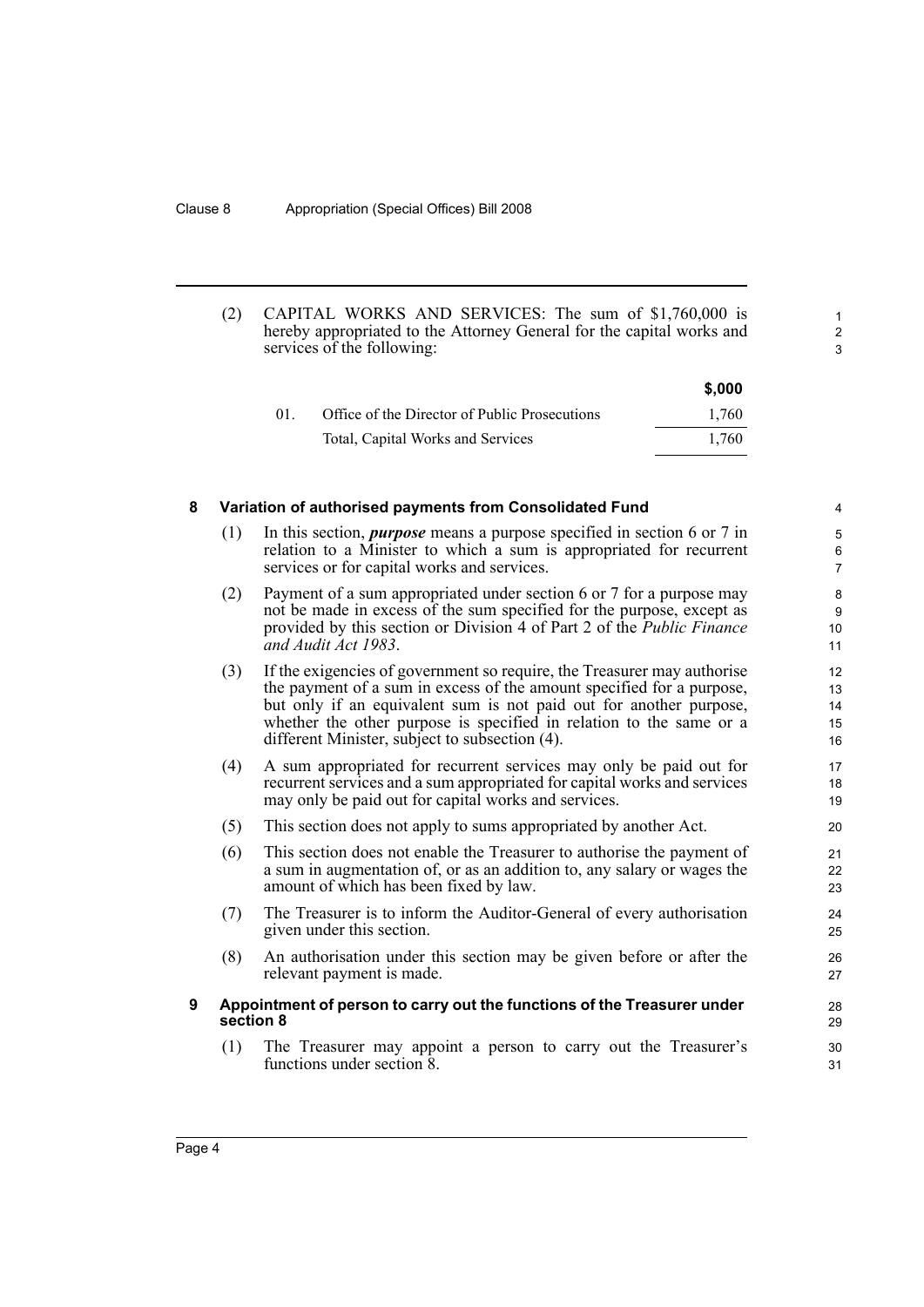(2) CAPITAL WORKS AND SERVICES: The sum of $1,760,000 is hereby appropriated to the Attorney General for the capital works and services of the following:

| | | $,000 |
|---|---|---|
| 01. | Office of the Director of Public Prosecutions | 1,760 |
| | Total, Capital Works and Services | 1,760 |

### 8 Variation of authorised payments from Consolidated Fund

(1) In this section, ***purpose*** means a purpose specified in section 6 or 7 in relation to a Minister to which a sum is appropriated for recurrent services or for capital works and services.

(2) Payment of a sum appropriated under section 6 or 7 for a purpose may not be made in excess of the sum specified for the purpose, except as provided by this section or Division 4 of Part 2 of the *Public Finance and Audit Act 1983*.

(3) If the exigencies of government so require, the Treasurer may authorise the payment of a sum in excess of the amount specified for a purpose, but only if an equivalent sum is not paid out for another purpose, whether the other purpose is specified in relation to the same or a different Minister, subject to subsection (4).

(4) A sum appropriated for recurrent services may only be paid out for recurrent services and a sum appropriated for capital works and services may only be paid out for capital works and services.

(5) This section does not apply to sums appropriated by another Act.

(6) This section does not enable the Treasurer to authorise the payment of a sum in augmentation of, or as an addition to, any salary or wages the amount of which has been fixed by law.

(7) The Treasurer is to inform the Auditor-General of every authorisation given under this section.

(8) An authorisation under this section may be given before or after the relevant payment is made.

### 9 Appointment of person to carry out the functions of the Treasurer under section 8

(1) The Treasurer may appoint a person to carry out the Treasurer's functions under section 8.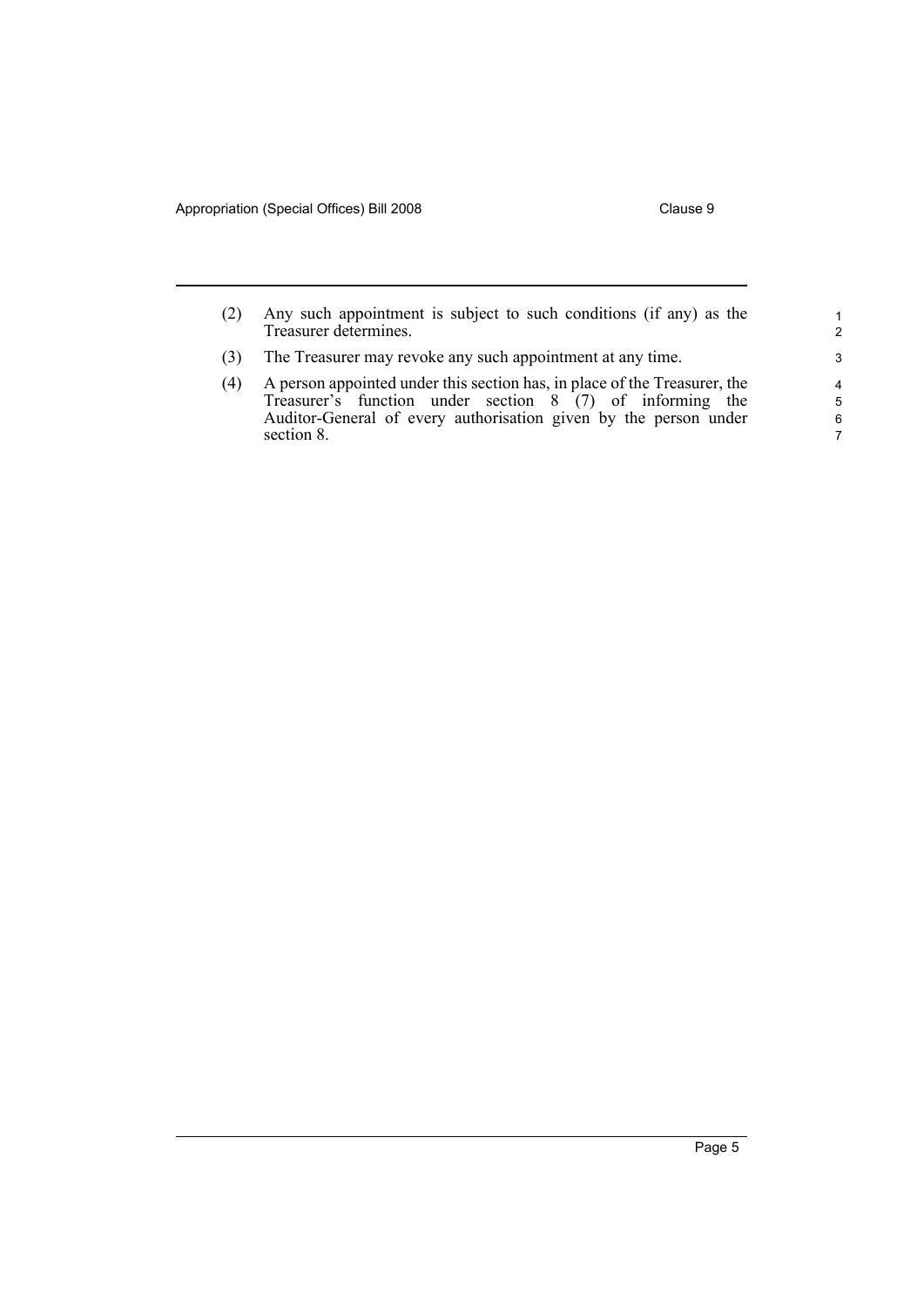(2) Any such appointment is subject to such conditions (if any) as the Treasurer determines.

(3) The Treasurer may revoke any such appointment at any time.

(4) A person appointed under this section has, in place of the Treasurer, the Treasurer's function under section 8 (7) of informing the Auditor-General of every authorisation given by the person under section 8.